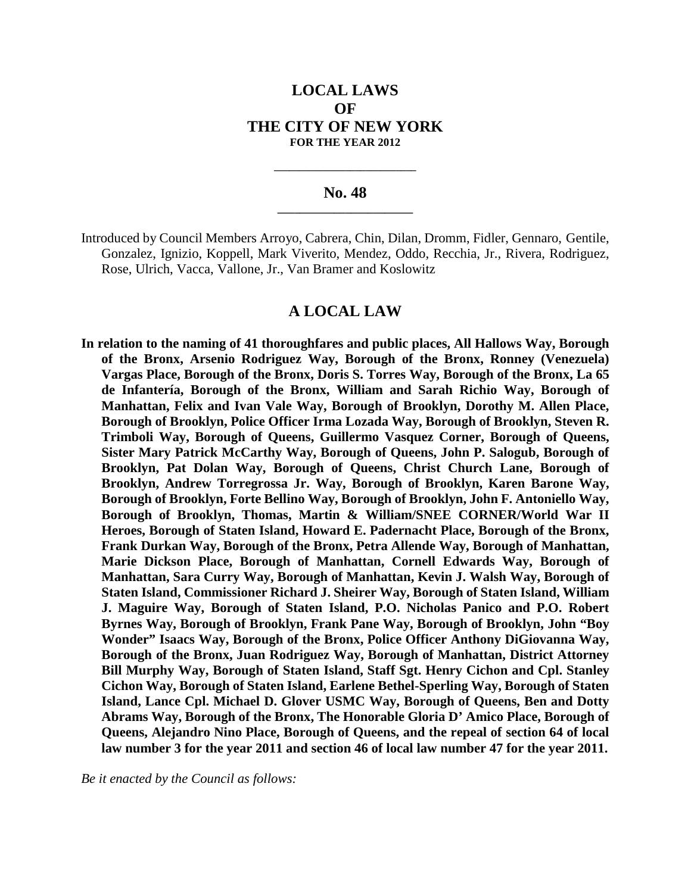# LOCAL LAWS
# OF
# THE CITY OF NEW YORK
**FOR THE YEAR 2012**

---

## No. 48

---

Introduced by Council Members Arroyo, Cabrera, Chin, Dilan, Dromm, Fidler, Gennaro, Gentile, Gonzalez, Ignizio, Koppell, Mark Viverito, Mendez, Oddo, Recchia, Jr., Rivera, Rodriguez, Rose, Ulrich, Vacca, Vallone, Jr., Van Bramer and Koslowitz

## A LOCAL LAW

**In relation to the naming of 41 thoroughfares and public places, All Hallows Way, Borough of the Bronx, Arsenio Rodriguez Way, Borough of the Bronx, Ronney (Venezuela) Vargas Place, Borough of the Bronx, Doris S. Torres Way, Borough of the Bronx, La 65 de Infantería, Borough of the Bronx, William and Sarah Richio Way, Borough of Manhattan, Felix and Ivan Vale Way, Borough of Brooklyn, Dorothy M. Allen Place, Borough of Brooklyn, Police Officer Irma Lozada Way, Borough of Brooklyn, Steven R. Trimboli Way, Borough of Queens, Guillermo Vasquez Corner, Borough of Queens, Sister Mary Patrick McCarthy Way, Borough of Queens, John P. Salogub, Borough of Brooklyn, Pat Dolan Way, Borough of Queens, Christ Church Lane, Borough of Brooklyn, Andrew Torregrossa Jr. Way, Borough of Brooklyn, Karen Barone Way, Borough of Brooklyn, Forte Bellino Way, Borough of Brooklyn, John F. Antoniello Way, Borough of Brooklyn, Thomas, Martin & William/SNEE CORNER/World War II Heroes, Borough of Staten Island, Howard E. Padernacht Place, Borough of the Bronx, Frank Durkan Way, Borough of the Bronx, Petra Allende Way, Borough of Manhattan, Marie Dickson Place, Borough of Manhattan, Cornell Edwards Way, Borough of Manhattan, Sara Curry Way, Borough of Manhattan, Kevin J. Walsh Way, Borough of Staten Island, Commissioner Richard J. Sheirer Way, Borough of Staten Island, William J. Maguire Way, Borough of Staten Island, P.O. Nicholas Panico and P.O. Robert Byrnes Way, Borough of Brooklyn, Frank Pane Way, Borough of Brooklyn, John "Boy Wonder" Isaacs Way, Borough of the Bronx, Police Officer Anthony DiGiovanna Way, Borough of the Bronx, Juan Rodriguez Way, Borough of Manhattan, District Attorney Bill Murphy Way, Borough of Staten Island, Staff Sgt. Henry Cichon and Cpl. Stanley Cichon Way, Borough of Staten Island, Earlene Bethel-Sperling Way, Borough of Staten Island, Lance Cpl. Michael D. Glover USMC Way, Borough of Queens, Ben and Dotty Abrams Way, Borough of the Bronx, The Honorable Gloria D' Amico Place, Borough of Queens, Alejandro Nino Place, Borough of Queens, and the repeal of section 64 of local law number 3 for the year 2011 and section 46 of local law number 47 for the year 2011.**

*Be it enacted by the Council as follows:*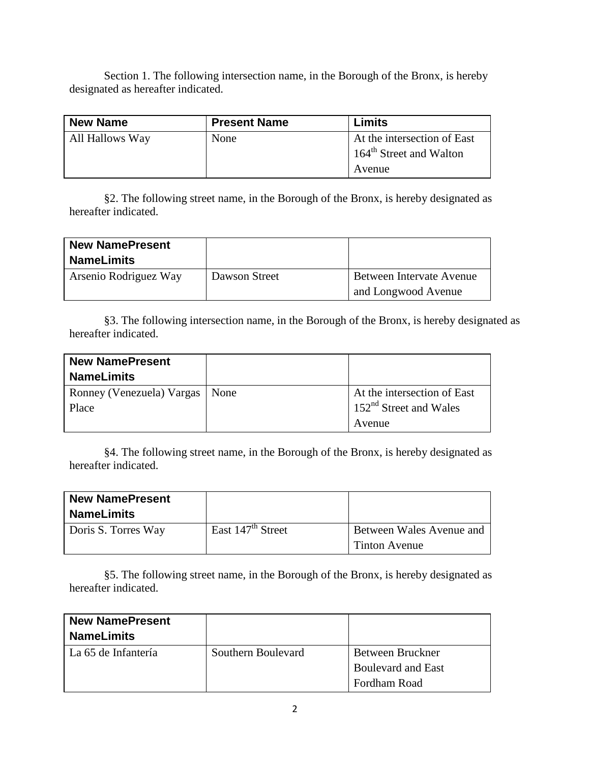Section 1. The following intersection name, in the Borough of the Bronx, is hereby designated as hereafter indicated.

| New Name | Present Name | Limits |
|---|---|---|
| All Hallows Way | None | At the intersection of East 164th Street and Walton Avenue |

§2. The following street name, in the Borough of the Bronx, is hereby designated as hereafter indicated.

| New NamePresent NameLimits | | |
|---|---|---|
| Arsenio Rodriguez Way | Dawson Street | Between Intervate Avenue and Longwood Avenue |

§3. The following intersection name, in the Borough of the Bronx, is hereby designated as hereafter indicated.

| New NamePresent NameLimits | | |
|---|---|---|
| Ronney (Venezuela) Vargas Place | None | At the intersection of East 152nd Street and Wales Avenue |

§4. The following street name, in the Borough of the Bronx, is hereby designated as hereafter indicated.

| New NamePresent NameLimits | | |
|---|---|---|
| Doris S. Torres Way | East 147th Street | Between Wales Avenue and Tinton Avenue |

§5. The following street name, in the Borough of the Bronx, is hereby designated as hereafter indicated.

| New NamePresent NameLimits | | |
|---|---|---|
| La 65 de Infantería | Southern Boulevard | Between Bruckner Boulevard and East Fordham Road |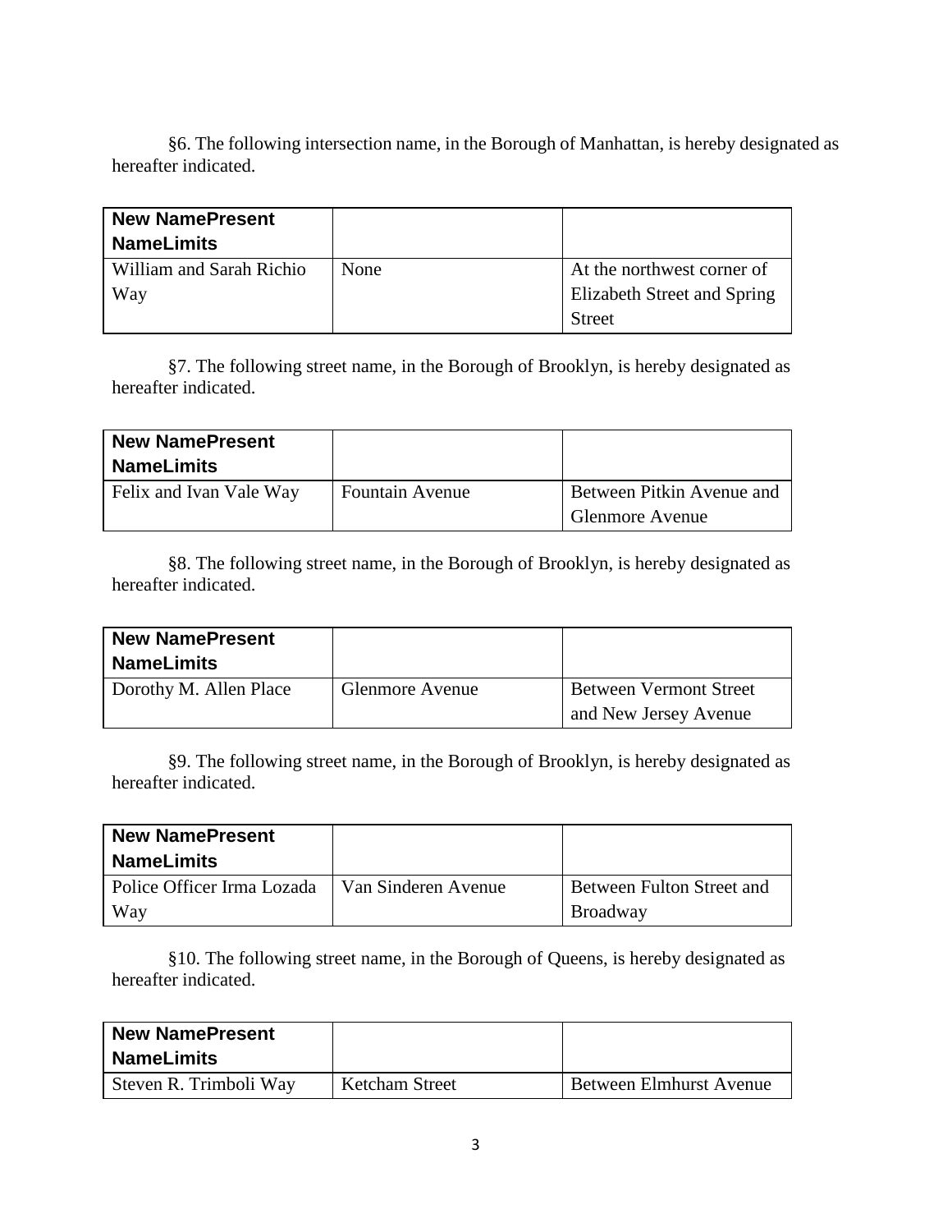§6. The following intersection name, in the Borough of Manhattan, is hereby designated as hereafter indicated.

| New Name | Present Name | Limits |
|---|---|---|
| William and Sarah Richio Way | None | At the northwest corner of Elizabeth Street and Spring Street |

§7. The following street name, in the Borough of Brooklyn, is hereby designated as hereafter indicated.

| New Name | Present Name | Limits |
|---|---|---|
| Felix and Ivan Vale Way | Fountain Avenue | Between Pitkin Avenue and Glenmore Avenue |

§8. The following street name, in the Borough of Brooklyn, is hereby designated as hereafter indicated.

| New Name | Present Name | Limits |
|---|---|---|
| Dorothy M. Allen Place | Glenmore Avenue | Between Vermont Street and New Jersey Avenue |

§9. The following street name, in the Borough of Brooklyn, is hereby designated as hereafter indicated.

| New Name | Present Name | Limits |
|---|---|---|
| Police Officer Irma Lozada Way | Van Sinderen Avenue | Between Fulton Street and Broadway |

§10. The following street name, in the Borough of Queens, is hereby designated as hereafter indicated.

| New Name | Present Name | Limits |
|---|---|---|
| Steven R. Trimboli Way | Ketcham Street | Between Elmhurst Avenue |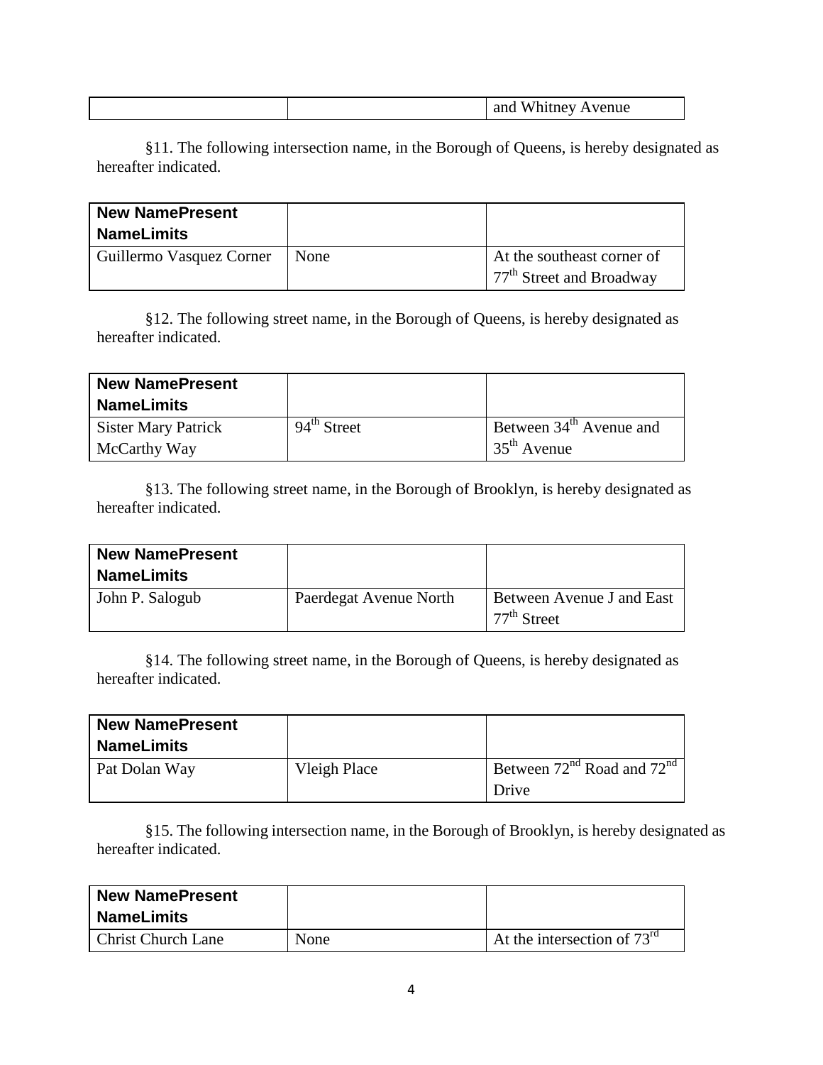| | | and Whitney Avenue |
|---|---|---|

§11. The following intersection name, in the Borough of Queens, is hereby designated as hereafter indicated.

| New NamePresent NameLimits | | |
|---|---|---|
| Guillermo Vasquez Corner | None | At the southeast corner of 77th Street and Broadway |

§12. The following street name, in the Borough of Queens, is hereby designated as hereafter indicated.

| New NamePresent NameLimits | | |
|---|---|---|
| Sister Mary Patrick McCarthy Way | 94th Street | Between 34th Avenue and 35th Avenue |

§13. The following street name, in the Borough of Brooklyn, is hereby designated as hereafter indicated.

| New NamePresent NameLimits | | |
|---|---|---|
| John P. Salogub | Paerdegat Avenue North | Between Avenue J and East 77th Street |

§14. The following street name, in the Borough of Queens, is hereby designated as hereafter indicated.

| New NamePresent NameLimits | | |
|---|---|---|
| Pat Dolan Way | Vleigh Place | Between 72nd Road and 72nd Drive |

§15. The following intersection name, in the Borough of Brooklyn, is hereby designated as hereafter indicated.

| New NamePresent NameLimits | | |
|---|---|---|
| Christ Church Lane | None | At the intersection of 73rd |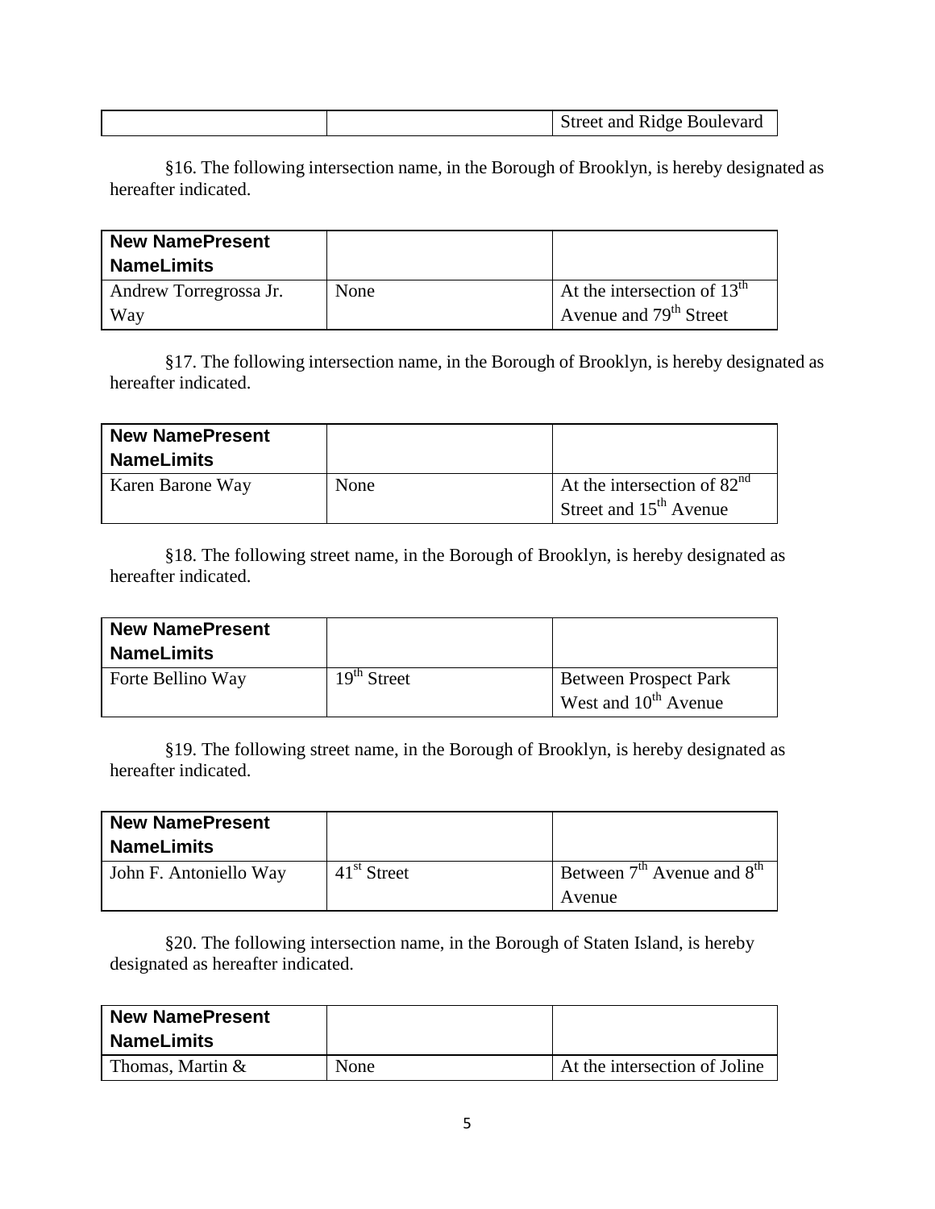| | | Street and Ridge Boulevard |
|---|---|---|

§16. The following intersection name, in the Borough of Brooklyn, is hereby designated as hereafter indicated.

| New Name | Present Name | Limits |
|---|---|---|
| Andrew Torregrossa Jr. Way | None | At the intersection of 13th Avenue and 79th Street |

§17. The following intersection name, in the Borough of Brooklyn, is hereby designated as hereafter indicated.

| New Name | Present Name | Limits |
|---|---|---|
| Karen Barone Way | None | At the intersection of 82nd Street and 15th Avenue |

§18. The following street name, in the Borough of Brooklyn, is hereby designated as hereafter indicated.

| New Name | Present Name | Limits |
|---|---|---|
| Forte Bellino Way | 19th Street | Between Prospect Park West and 10th Avenue |

§19. The following street name, in the Borough of Brooklyn, is hereby designated as hereafter indicated.

| New Name | Present Name | Limits |
|---|---|---|
| John F. Antoniello Way | 41st Street | Between 7th Avenue and 8th Avenue |

§20. The following intersection name, in the Borough of Staten Island, is hereby designated as hereafter indicated.

| New Name | Present Name | Limits |
|---|---|---|
| Thomas, Martin & | None | At the intersection of Joline |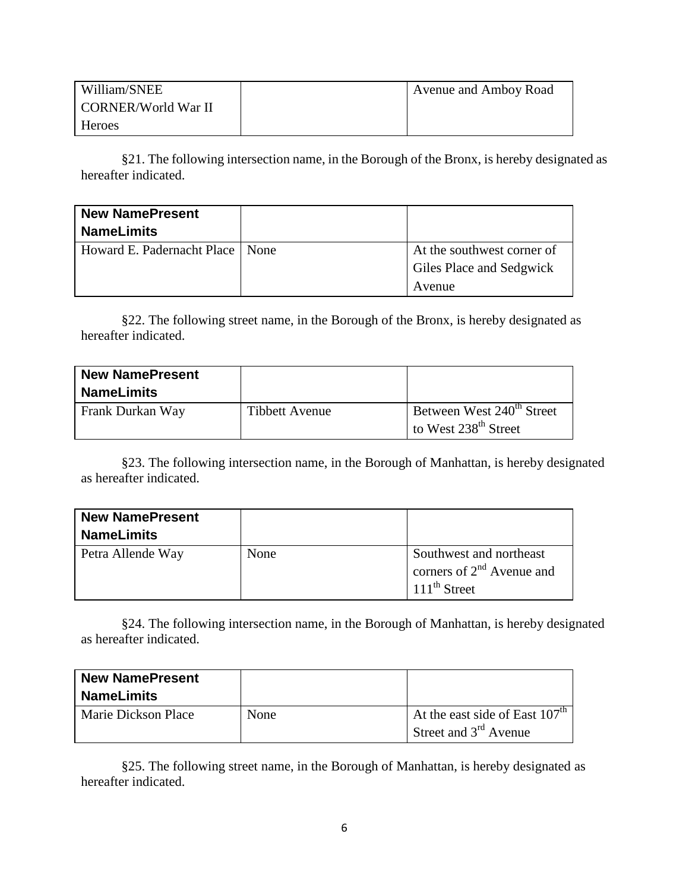| William/SNEE CORNER/World War II Heroes | | Avenue and Amboy Road |
| --- | --- | --- |

§21. The following intersection name, in the Borough of the Bronx, is hereby designated as hereafter indicated.

| **New NamePresent NameLimits** | | |
| --- | --- | --- |
| Howard E. Padernacht Place | None | At the southwest corner of Giles Place and Sedgwick Avenue |

§22. The following street name, in the Borough of the Bronx, is hereby designated as hereafter indicated.

| **New NamePresent NameLimits** | | |
| --- | --- | --- |
| Frank Durkan Way | Tibbett Avenue | Between West 240th Street to West 238th Street |

§23. The following intersection name, in the Borough of Manhattan, is hereby designated as hereafter indicated.

| **New NamePresent NameLimits** | | |
| --- | --- | --- |
| Petra Allende Way | None | Southwest and northeast corners of 2nd Avenue and 111th Street |

§24. The following intersection name, in the Borough of Manhattan, is hereby designated as hereafter indicated.

| **New NamePresent NameLimits** | | |
| --- | --- | --- |
| Marie Dickson Place | None | At the east side of East 107th Street and 3rd Avenue |

§25. The following street name, in the Borough of Manhattan, is hereby designated as hereafter indicated.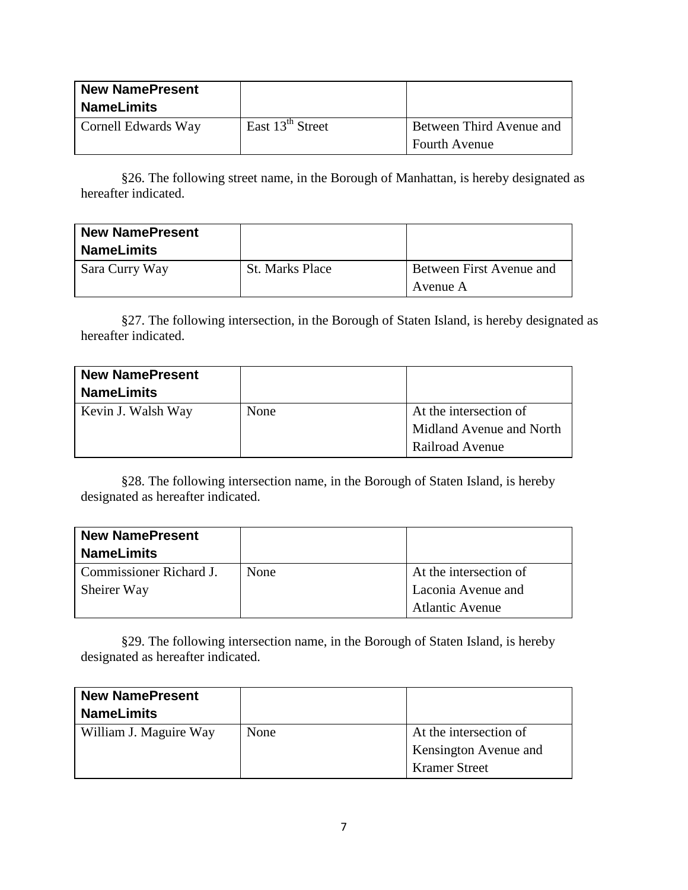| New NamePresent NameLimits | | |
|---|---|---|
| Cornell Edwards Way | East 13th Street | Between Third Avenue and Fourth Avenue |

§26. The following street name, in the Borough of Manhattan, is hereby designated as hereafter indicated.

| New NamePresent NameLimits | | |
|---|---|---|
| Sara Curry Way | St. Marks Place | Between First Avenue and Avenue A |

§27. The following intersection, in the Borough of Staten Island, is hereby designated as hereafter indicated.

| New NamePresent NameLimits | | |
|---|---|---|
| Kevin J. Walsh Way | None | At the intersection of Midland Avenue and North Railroad Avenue |

§28. The following intersection name, in the Borough of Staten Island, is hereby designated as hereafter indicated.

| New NamePresent NameLimits | | |
|---|---|---|
| Commissioner Richard J. Sheirer Way | None | At the intersection of Laconia Avenue and Atlantic Avenue |

§29. The following intersection name, in the Borough of Staten Island, is hereby designated as hereafter indicated.

| New NamePresent NameLimits | | |
|---|---|---|
| William J. Maguire Way | None | At the intersection of Kensington Avenue and Kramer Street |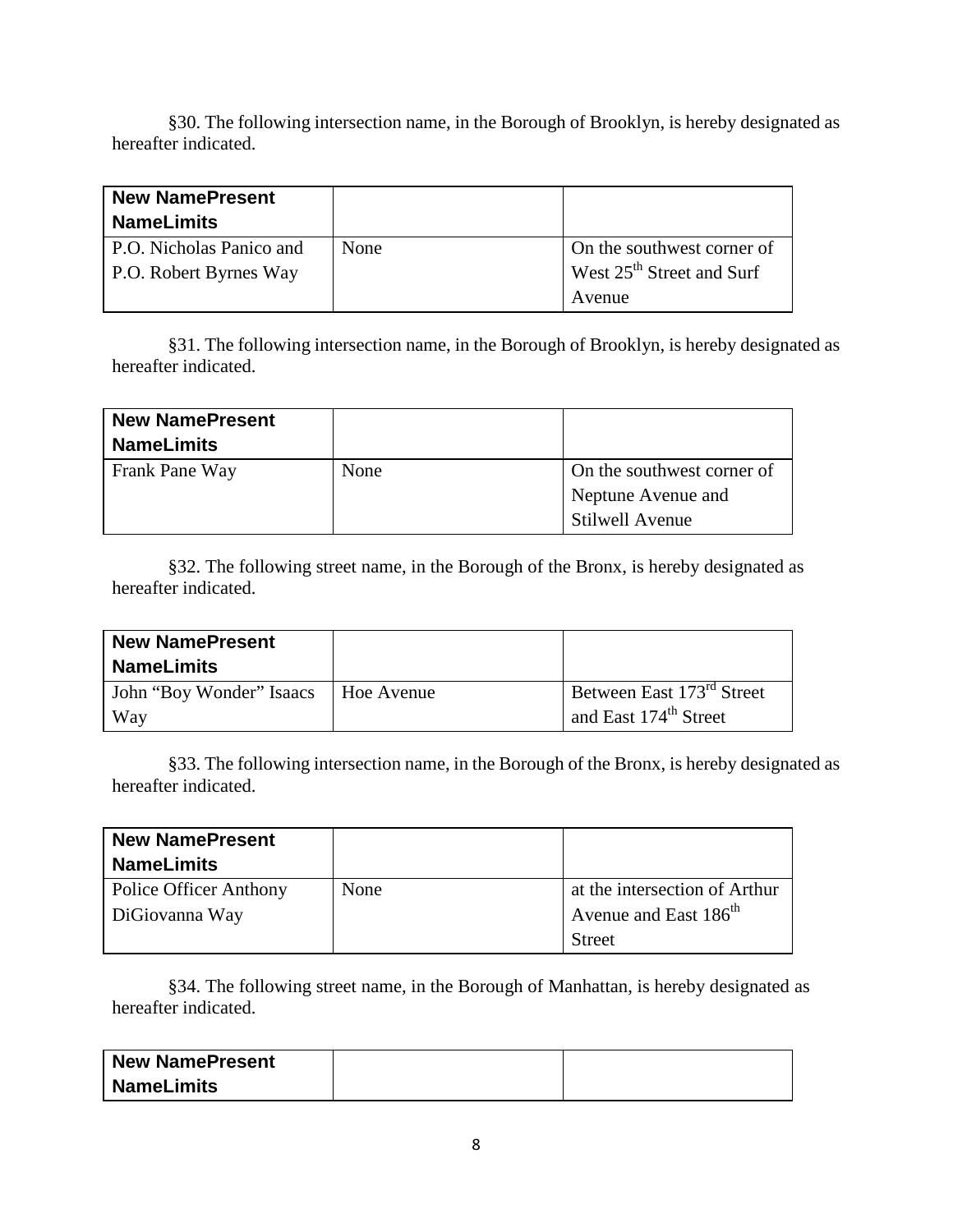§30. The following intersection name, in the Borough of Brooklyn, is hereby designated as hereafter indicated.

| New NamePresent NameLimits | | |
|---|---|---|
| P.O. Nicholas Panico and P.O. Robert Byrnes Way | None | On the southwest corner of West 25th Street and Surf Avenue |

§31. The following intersection name, in the Borough of Brooklyn, is hereby designated as hereafter indicated.

| New NamePresent NameLimits | | |
|---|---|---|
| Frank Pane Way | None | On the southwest corner of Neptune Avenue and Stilwell Avenue |

§32. The following street name, in the Borough of the Bronx, is hereby designated as hereafter indicated.

| New NamePresent NameLimits | | |
|---|---|---|
| John "Boy Wonder" Isaacs Way | Hoe Avenue | Between East 173rd Street and East 174th Street |

§33. The following intersection name, in the Borough of the Bronx, is hereby designated as hereafter indicated.

| New NamePresent NameLimits | | |
|---|---|---|
| Police Officer Anthony DiGiovanna Way | None | at the intersection of Arthur Avenue and East 186th Street |

§34. The following street name, in the Borough of Manhattan, is hereby designated as hereafter indicated.

| New NamePresent NameLimits | | |
|---|---|---|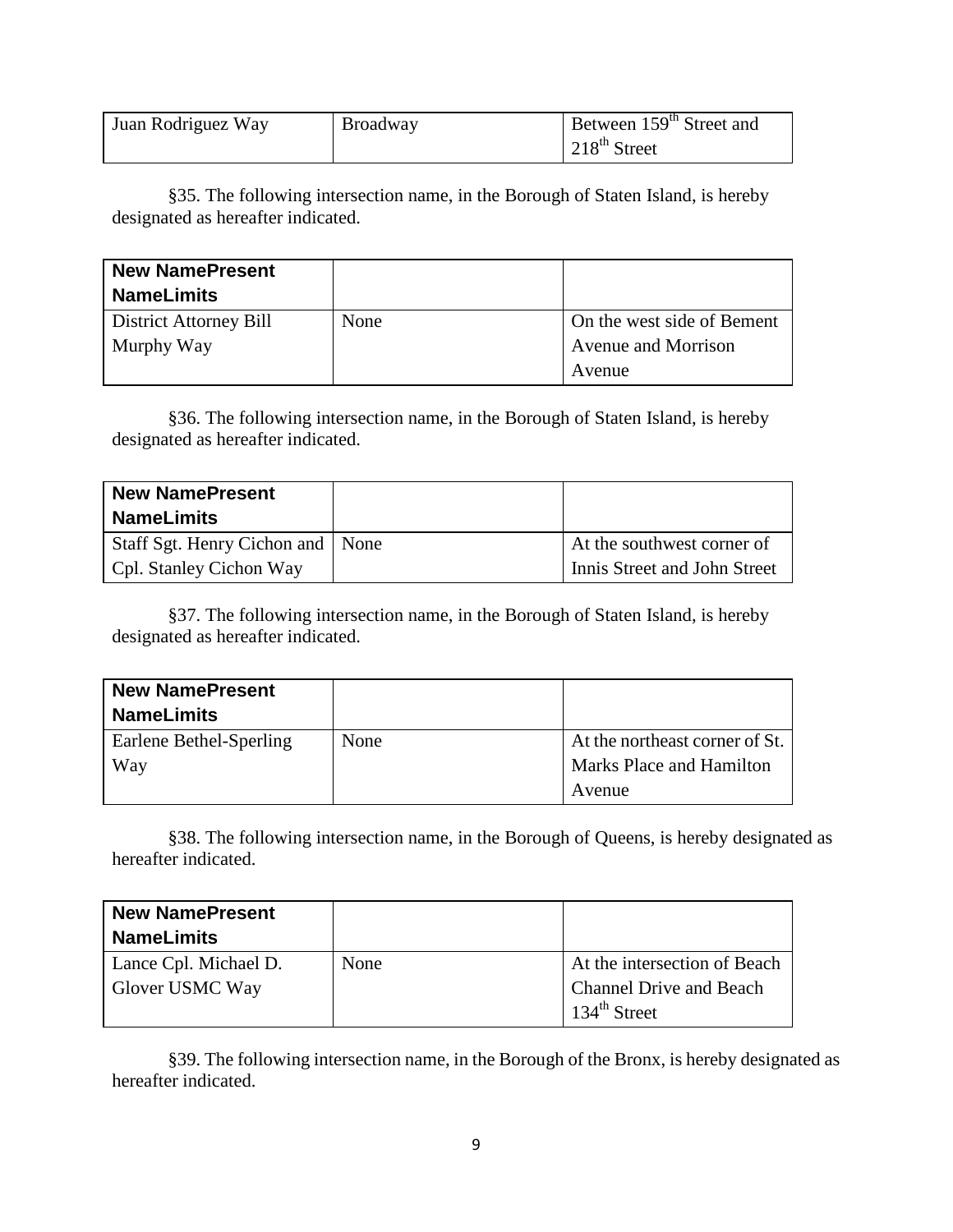| Juan Rodriguez Way | Broadway | Between 159th Street and 218th Street |
|---|---|---|

§35. The following intersection name, in the Borough of Staten Island, is hereby designated as hereafter indicated.

| New NamePresent NameLimits | | |
|---|---|---|
| District Attorney Bill Murphy Way | None | On the west side of Bement Avenue and Morrison Avenue |

§36. The following intersection name, in the Borough of Staten Island, is hereby designated as hereafter indicated.

| New NamePresent NameLimits | | |
|---|---|---|
| Staff Sgt. Henry Cichon and Cpl. Stanley Cichon Way | None | At the southwest corner of Innis Street and John Street |

§37. The following intersection name, in the Borough of Staten Island, is hereby designated as hereafter indicated.

| New NamePresent NameLimits | | |
|---|---|---|
| Earlene Bethel-Sperling Way | None | At the northeast corner of St. Marks Place and Hamilton Avenue |

§38. The following intersection name, in the Borough of Queens, is hereby designated as hereafter indicated.

| New NamePresent NameLimits | | |
|---|---|---|
| Lance Cpl. Michael D. Glover USMC Way | None | At the intersection of Beach Channel Drive and Beach 134th Street |

§39. The following intersection name, in the Borough of the Bronx, is hereby designated as hereafter indicated.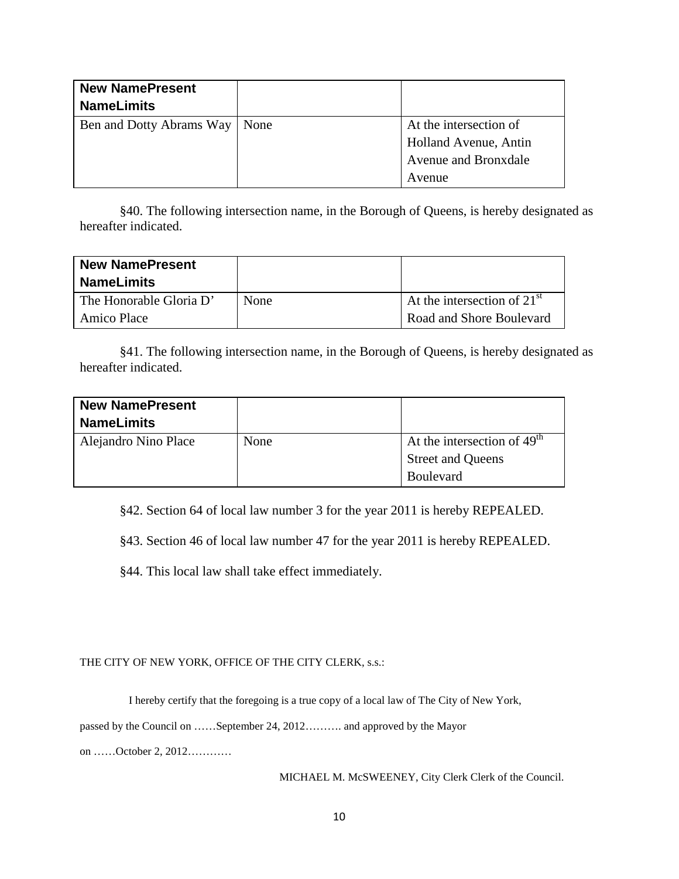| New NamePresent NameLimits | | |
|---|---|---|
| Ben and Dotty Abrams Way | None | At the intersection of Holland Avenue, Antin Avenue and Bronxdale Avenue |

§40. The following intersection name, in the Borough of Queens, is hereby designated as hereafter indicated.

| New NamePresent NameLimits | | |
|---|---|---|
| The Honorable Gloria D' Amico Place | None | At the intersection of 21st Road and Shore Boulevard |

§41. The following intersection name, in the Borough of Queens, is hereby designated as hereafter indicated.

| New NamePresent NameLimits | | |
|---|---|---|
| Alejandro Nino Place | None | At the intersection of 49th Street and Queens Boulevard |

§42. Section 64 of local law number 3 for the year 2011 is hereby REPEALED.

§43. Section 46 of local law number 47 for the year 2011 is hereby REPEALED.

§44. This local law shall take effect immediately.

THE CITY OF NEW YORK, OFFICE OF THE CITY CLERK, s.s.:

I hereby certify that the foregoing is a true copy of a local law of The City of New York, passed by the Council on ……September 24, 2012………. and approved by the Mayor on ……October 2, 2012…………

MICHAEL M. McSWEENEY, City Clerk Clerk of the Council.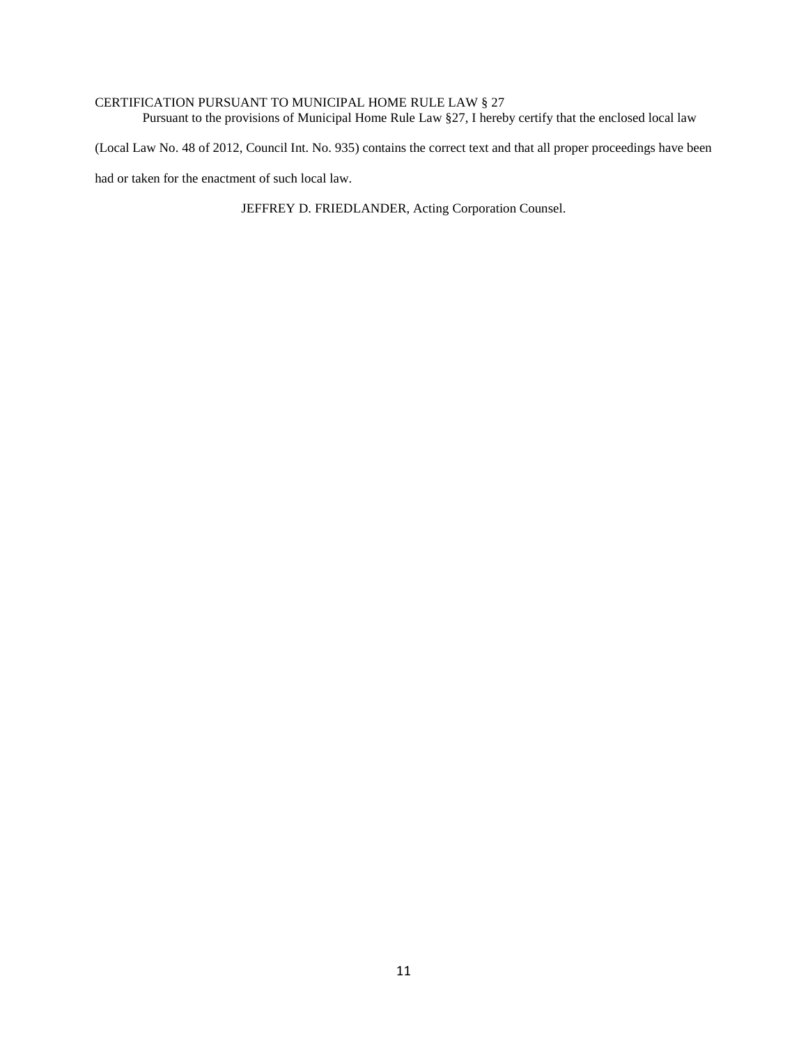CERTIFICATION PURSUANT TO MUNICIPAL HOME RULE LAW § 27

Pursuant to the provisions of Municipal Home Rule Law §27, I hereby certify that the enclosed local law (Local Law No. 48 of 2012, Council Int. No. 935) contains the correct text and that all proper proceedings have been had or taken for the enactment of such local law.

JEFFREY D. FRIEDLANDER, Acting Corporation Counsel.